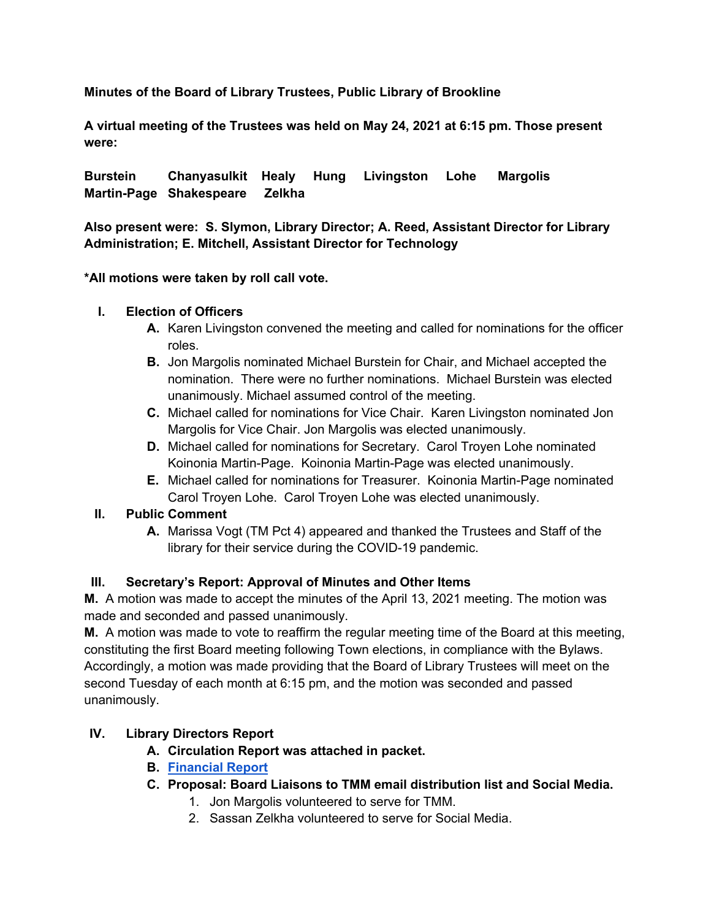**Minutes of the Board of Library Trustees, Public Library of Brookline**

**A virtual meeting of the Trustees was held on May 24, 2021 at 6:15 pm. Those present were:**

**Burstein Chanyasulkit Healy Hung Livingston Lohe Margolis Martin-Page Shakespeare Zelkha**

**Also present were: S. Slymon, Library Director; A. Reed, Assistant Director for Library Administration; E. Mitchell, Assistant Director for Technology**

**\*All motions were taken by roll call vote.**

I. **Election of Officers**
   A. Karen Livingston convened the meeting and called for nominations for the officer roles.
   B. Jon Margolis nominated Michael Burstein for Chair, and Michael accepted the nomination. There were no further nominations. Michael Burstein was elected unanimously. Michael assumed control of the meeting.
   C. Michael called for nominations for Vice Chair. Karen Livingston nominated Jon Margolis for Vice Chair. Jon Margolis was elected unanimously.
   D. Michael called for nominations for Secretary. Carol Troyen Lohe nominated Koinonia Martin-Page. Koinonia Martin-Page was elected unanimously.
   E. Michael called for nominations for Treasurer. Koinonia Martin-Page nominated Carol Troyen Lohe. Carol Troyen Lohe was elected unanimously.

II. **Public Comment**
   A. Marissa Vogt (TM Pct 4) appeared and thanked the Trustees and Staff of the library for their service during the COVID-19 pandemic.

III. **Secretary's Report: Approval of Minutes and Other Items**

**M.** A motion was made to accept the minutes of the April 13, 2021 meeting. The motion was made and seconded and passed unanimously.

**M.** A motion was made to vote to reaffirm the regular meeting time of the Board at this meeting, constituting the first Board meeting following Town elections, in compliance with the Bylaws. Accordingly, a motion was made providing that the Board of Library Trustees will meet on the second Tuesday of each month at 6:15 pm, and the motion was seconded and passed unanimously.

IV. **Library Directors Report**
   A. **Circulation Report was attached in packet.**
   B. **Financial Report**
   C. **Proposal: Board Liaisons to TMM email distribution list and Social Media.**
      1. Jon Margolis volunteered to serve for TMM.
      2. Sassan Zelkha volunteered to serve for Social Media.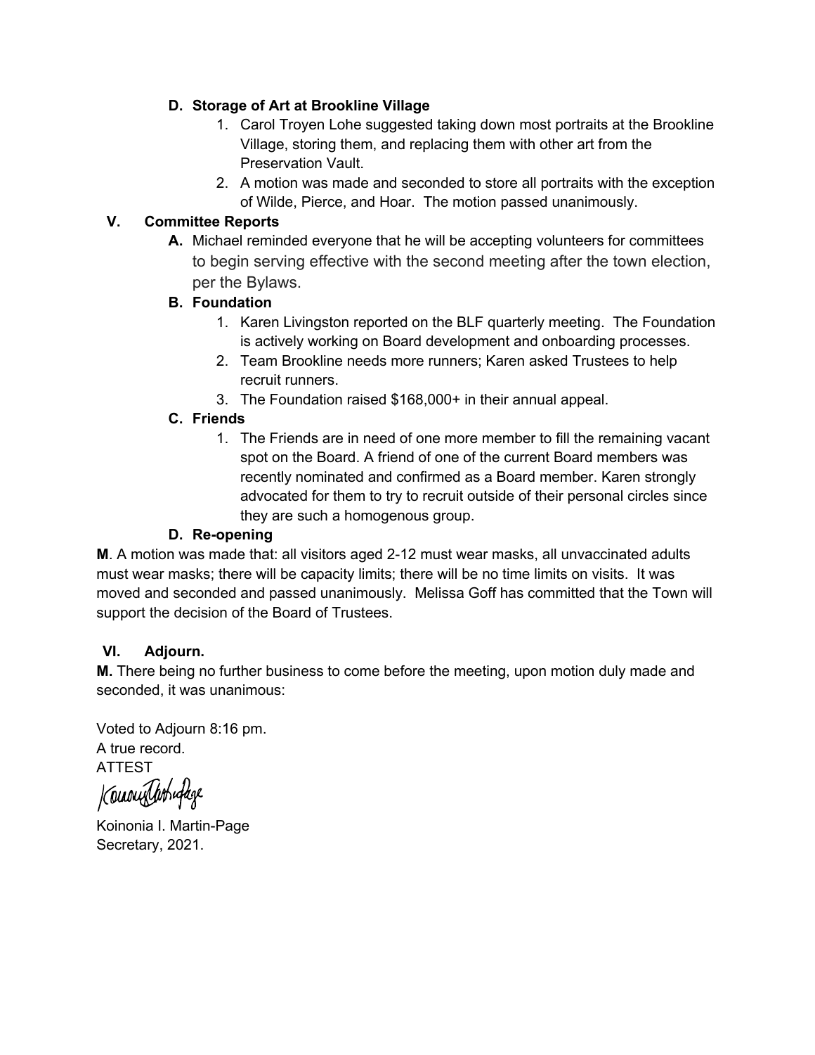**D. Storage of Art at Brookline Village**

1. Carol Troyen Lohe suggested taking down most portraits at the Brookline Village, storing them, and replacing them with other art from the Preservation Vault.
2. A motion was made and seconded to store all portraits with the exception of Wilde, Pierce, and Hoar. The motion passed unanimously.

**V. Committee Reports**

**A.** Michael reminded everyone that he will be accepting volunteers for committees to begin serving effective with the second meeting after the town election, per the Bylaws.

**B. Foundation**

1. Karen Livingston reported on the BLF quarterly meeting. The Foundation is actively working on Board development and onboarding processes.
2. Team Brookline needs more runners; Karen asked Trustees to help recruit runners.
3. The Foundation raised $168,000+ in their annual appeal.

**C. Friends**

1. The Friends are in need of one more member to fill the remaining vacant spot on the Board. A friend of one of the current Board members was recently nominated and confirmed as a Board member. Karen strongly advocated for them to try to recruit outside of their personal circles since they are such a homogenous group.

**D. Re-opening**

**M**. A motion was made that: all visitors aged 2-12 must wear masks, all unvaccinated adults must wear masks; there will be capacity limits; there will be no time limits on visits. It was moved and seconded and passed unanimously. Melissa Goff has committed that the Town will support the decision of the Board of Trustees.

**VI. Adjourn.**

**M.** There being no further business to come before the meeting, upon motion duly made and seconded, it was unanimous:

Voted to Adjourn 8:16 pm.
A true record.
ATTEST

Koinonia I. Martin-Page
Secretary, 2021.